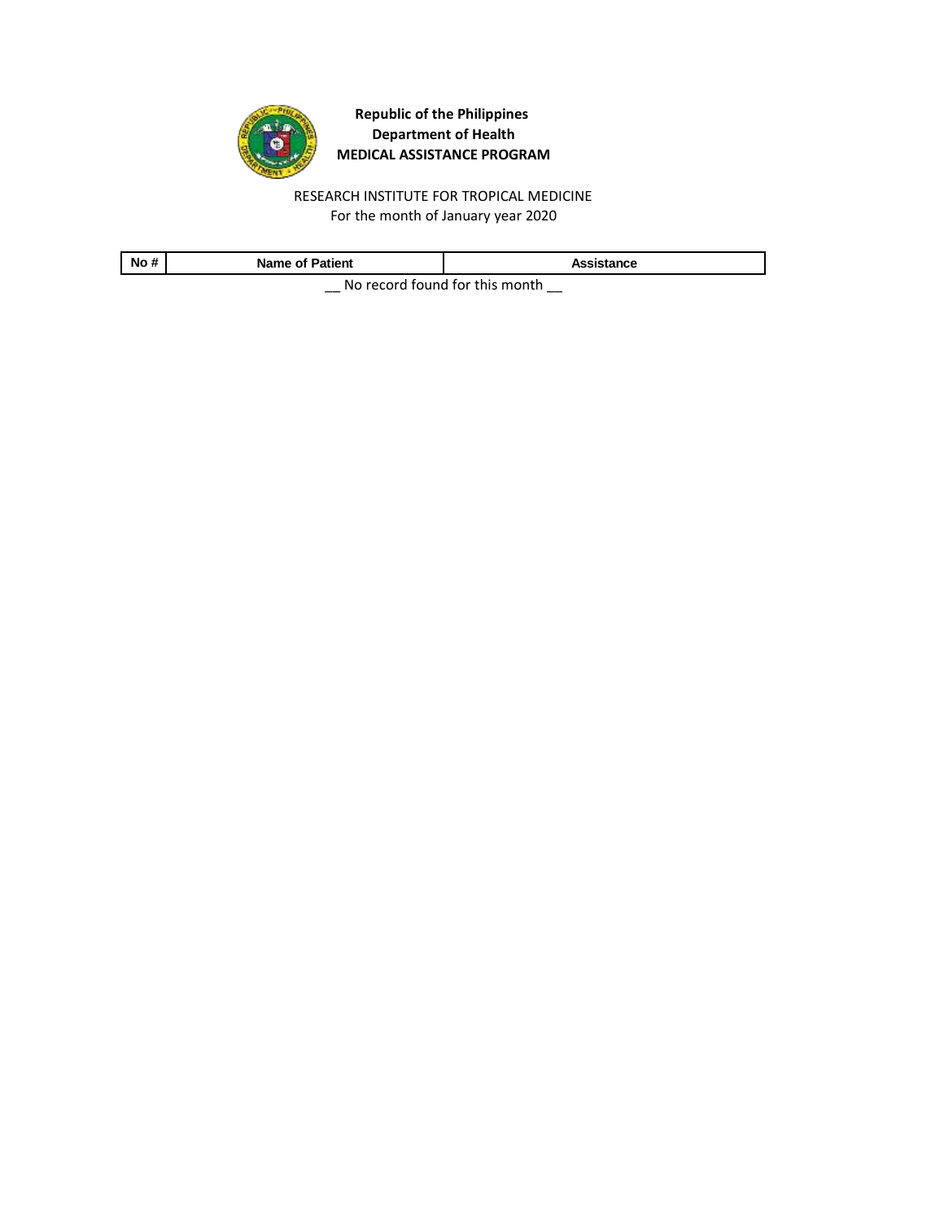**Republic of the Philippines**
**Department of Health**
**MEDICAL ASSISTANCE PROGRAM**

RESEARCH INSTITUTE FOR TROPICAL MEDICINE
For the month of January year 2020

| No # | Name of Patient | Assistance |
|---|---|---|

__ No record found for this month __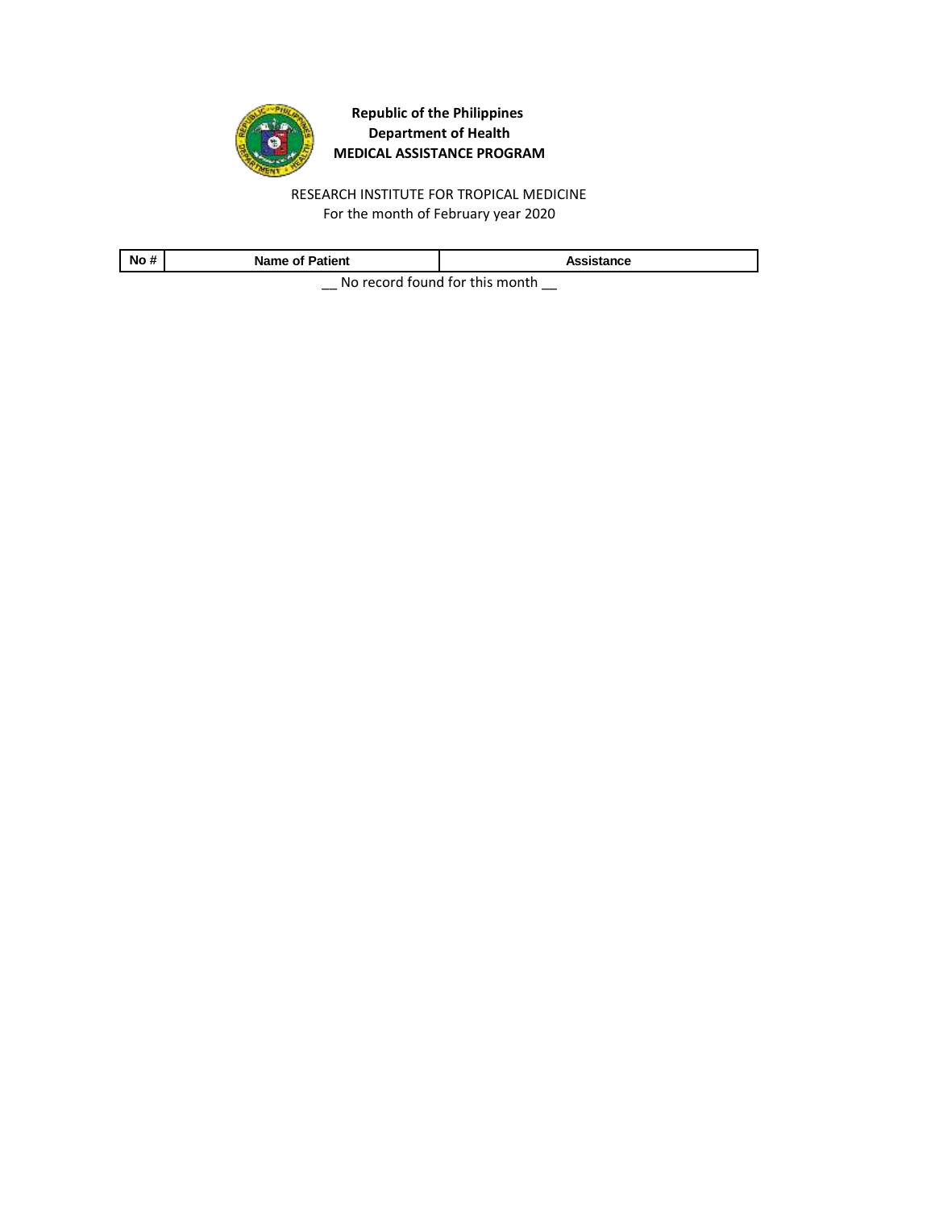**Republic of the Philippines**
**Department of Health**
**MEDICAL ASSISTANCE PROGRAM**

RESEARCH INSTITUTE FOR TROPICAL MEDICINE
For the month of February year 2020

| No # | Name of Patient | Assistance |
|---|---|---|

__ No record found for this month __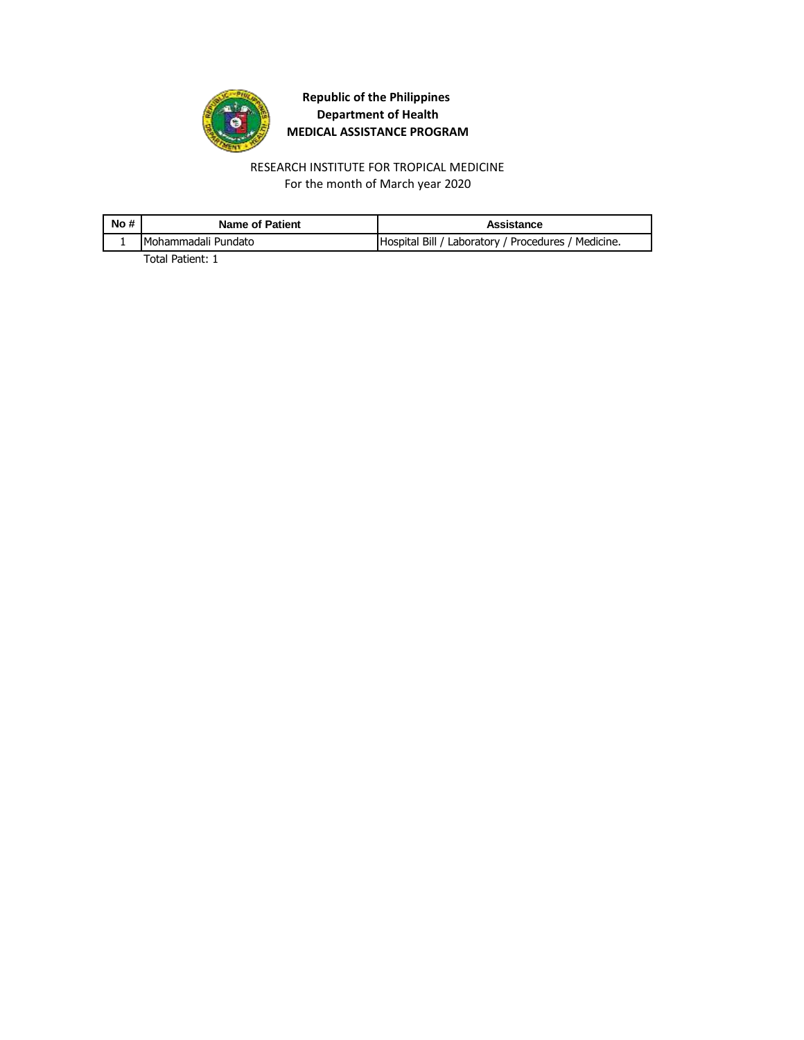**Republic of the Philippines**
**Department of Health**
**MEDICAL ASSISTANCE PROGRAM**

RESEARCH INSTITUTE FOR TROPICAL MEDICINE
For the month of March year 2020

| No # | Name of Patient | Assistance |
|---|---|---|
| 1 | Mohammadali Pundato | Hospital Bill / Laboratory / Procedures / Medicine. |

Total Patient: 1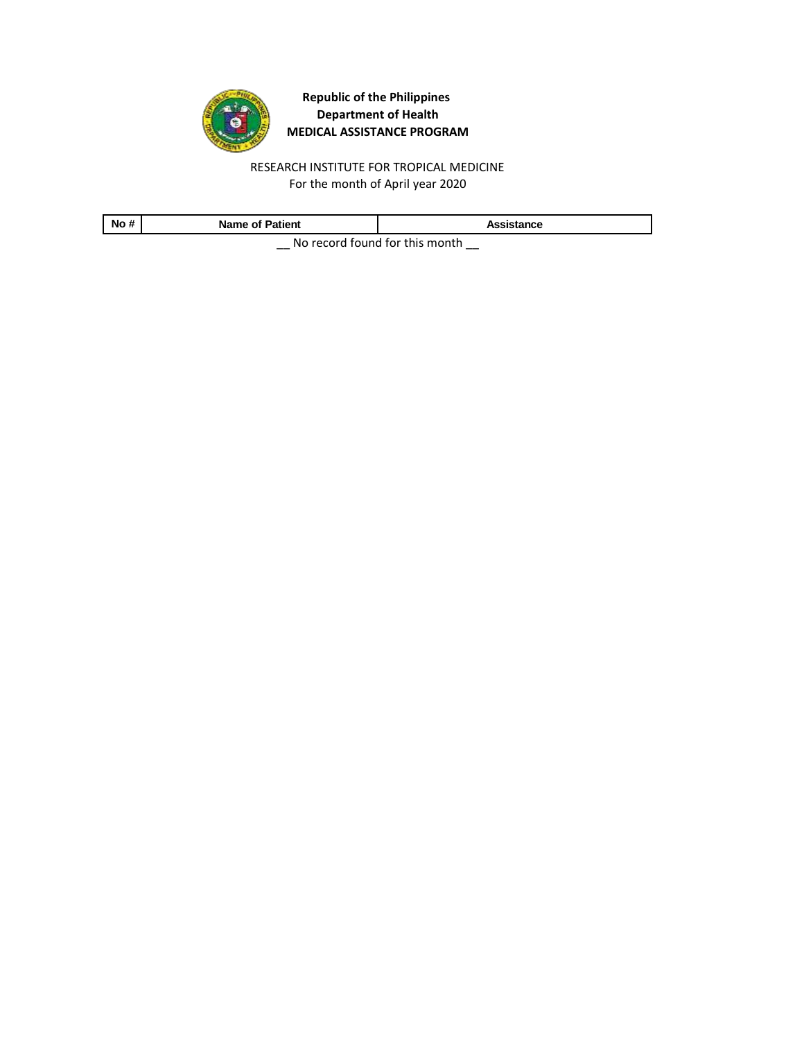**Republic of the Philippines**
**Department of Health**
**MEDICAL ASSISTANCE PROGRAM**

RESEARCH INSTITUTE FOR TROPICAL MEDICINE
For the month of April year 2020

| No # | Name of Patient | Assistance |
|---|---|---|

__ No record found for this month __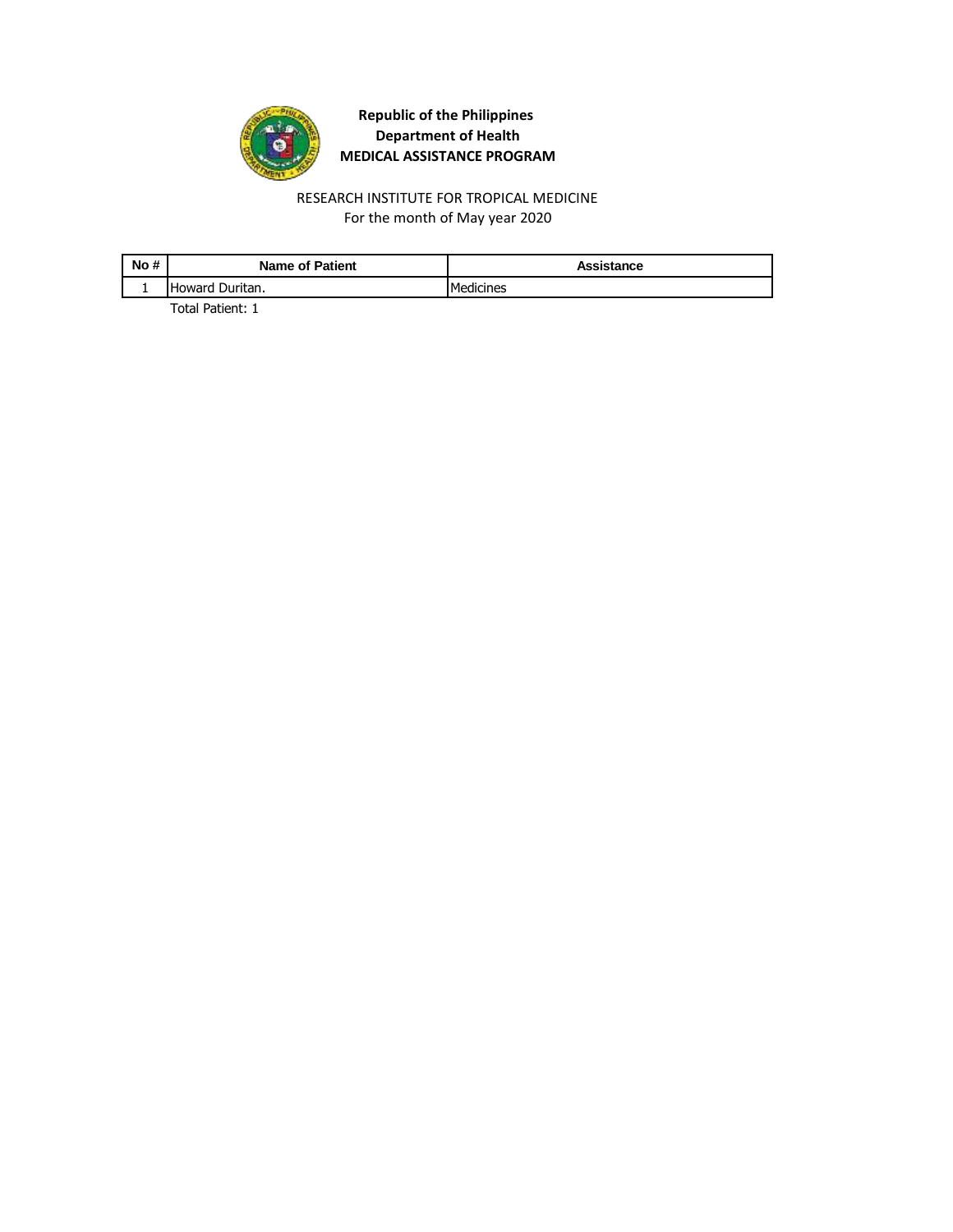**Republic of the Philippines**
**Department of Health**
**MEDICAL ASSISTANCE PROGRAM**

RESEARCH INSTITUTE FOR TROPICAL MEDICINE
For the month of May year 2020

| No # | Name of Patient | Assistance |
|---|---|---|
| 1 | Howard Duritan. | Medicines |

Total Patient: 1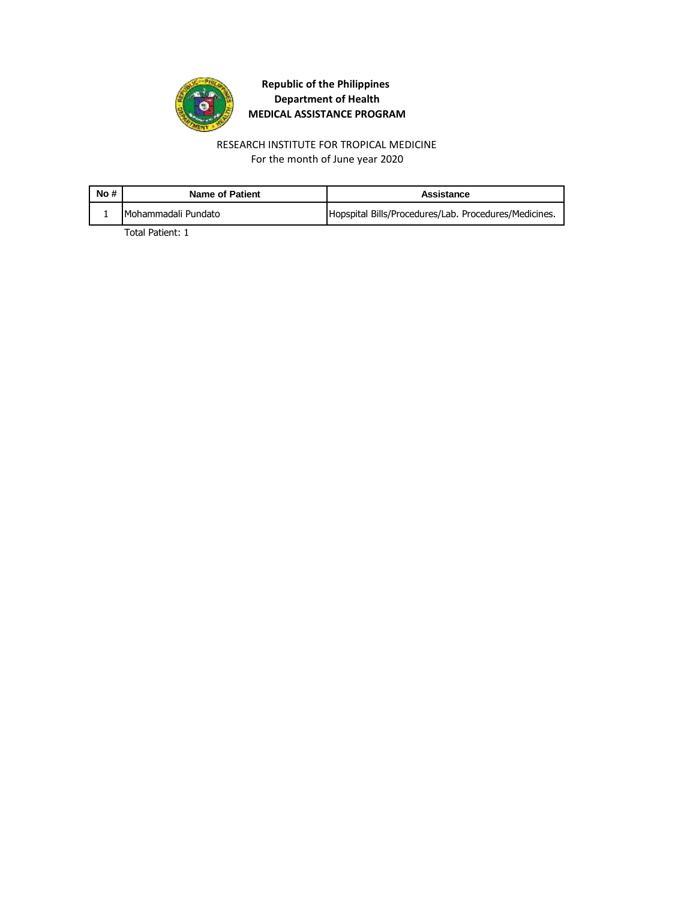**Republic of the Philippines**
**Department of Health**
**MEDICAL ASSISTANCE PROGRAM**

RESEARCH INSTITUTE FOR TROPICAL MEDICINE
For the month of June year 2020

| No # | Name of Patient | Assistance |
|---|---|---|
| 1 | Mohammadali Pundato | Hopspital Bills/Procedures/Lab. Procedures/Medicines. |

Total Patient: 1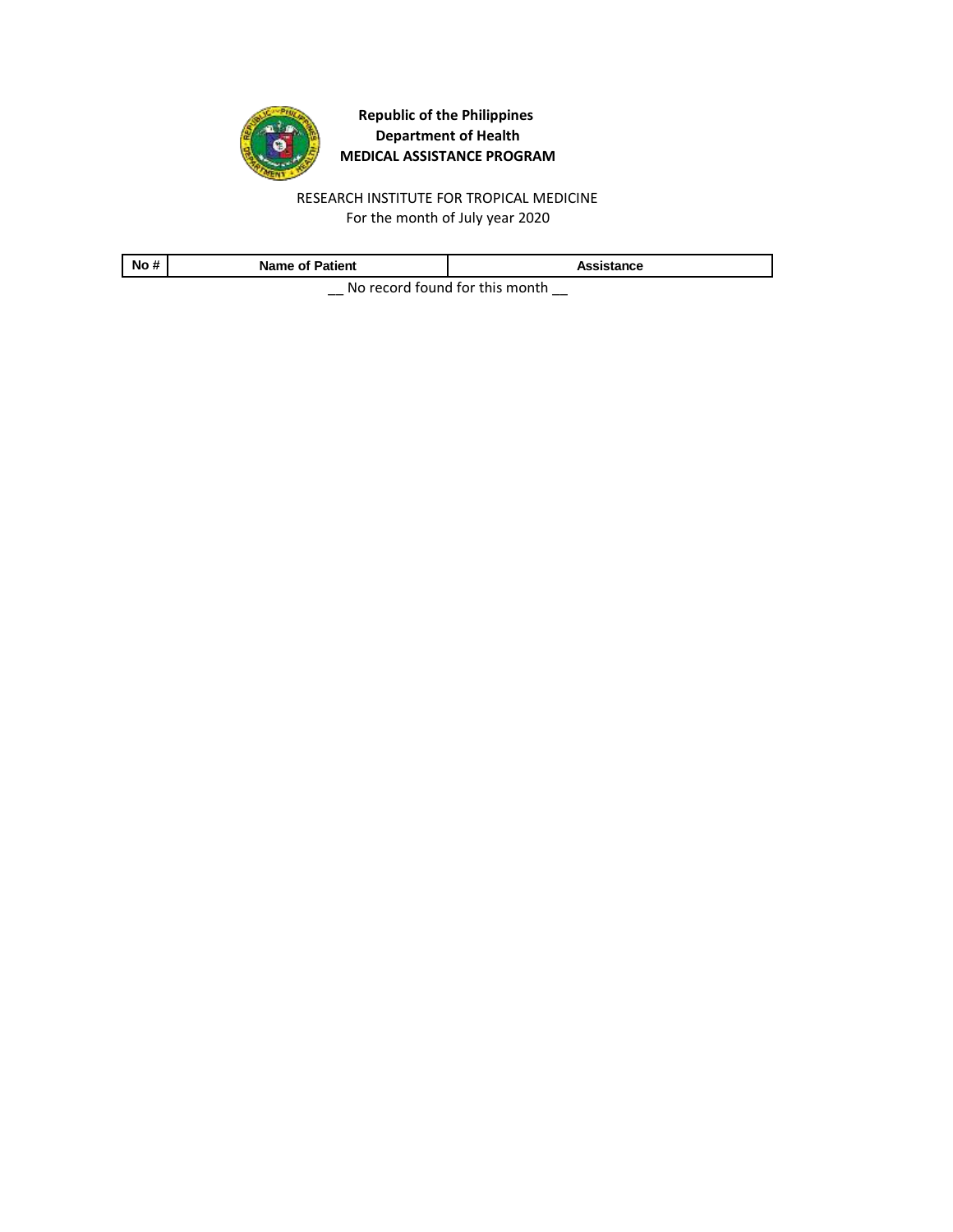**Republic of the Philippines**
**Department of Health**
**MEDICAL ASSISTANCE PROGRAM**

RESEARCH INSTITUTE FOR TROPICAL MEDICINE
For the month of July year 2020

| No # | Name of Patient | Assistance |
|---|---|---|

__ No record found for this month __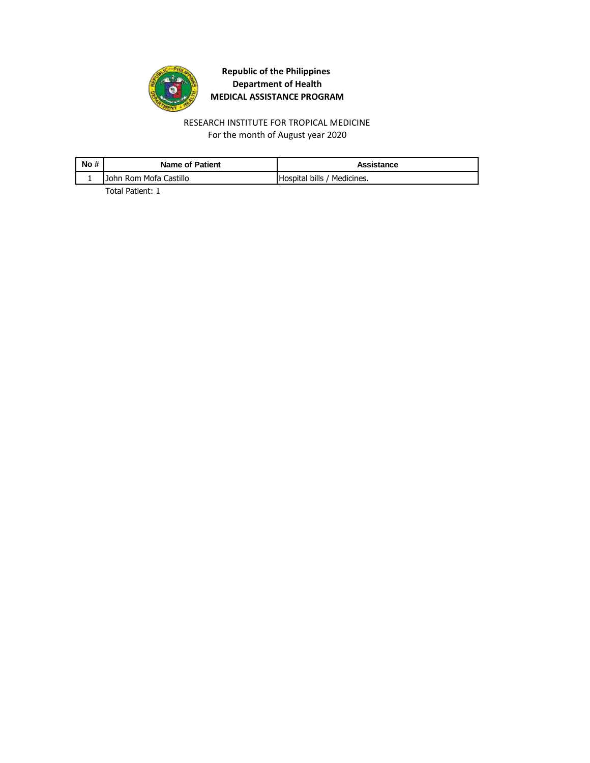**Republic of the Philippines**
**Department of Health**
**MEDICAL ASSISTANCE PROGRAM**

RESEARCH INSTITUTE FOR TROPICAL MEDICINE
For the month of August year 2020

| No # | Name of Patient | Assistance |
|---|---|---|
| 1 | John Rom Mofa Castillo | Hospital bills / Medicines. |

Total Patient: 1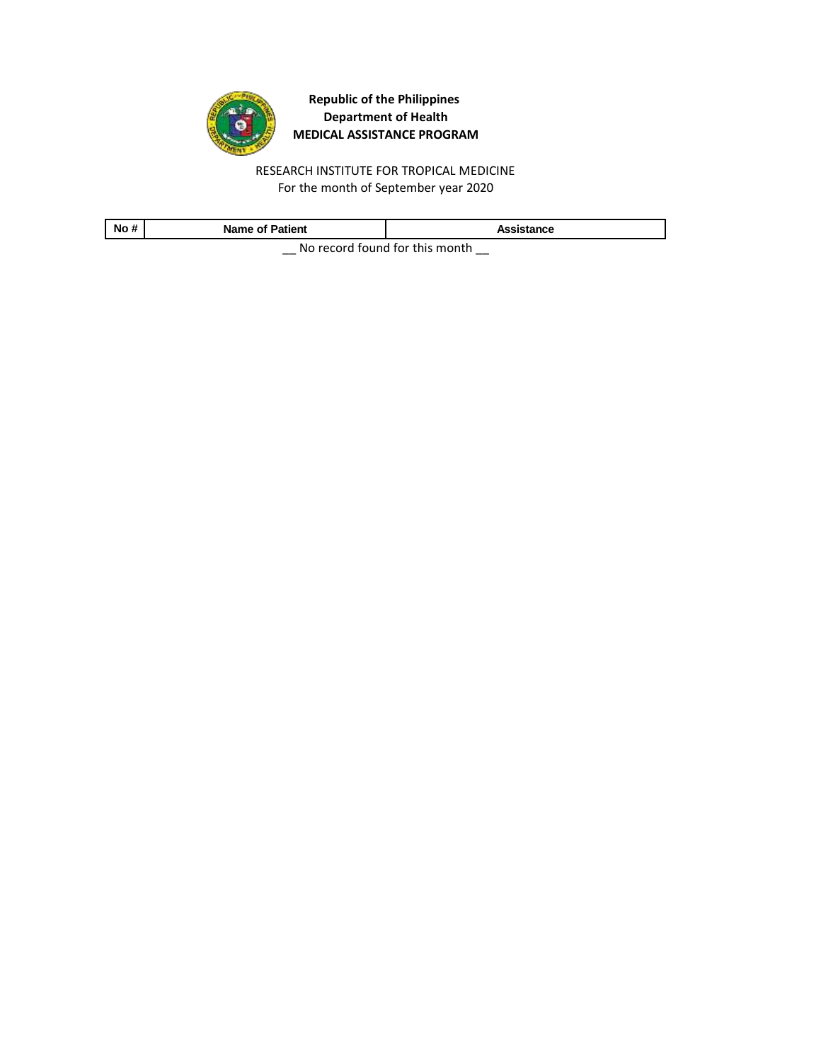**Republic of the Philippines**
**Department of Health**
**MEDICAL ASSISTANCE PROGRAM**

RESEARCH INSTITUTE FOR TROPICAL MEDICINE
For the month of September year 2020

| No # | Name of Patient | Assistance |
|---|---|---|

__ No record found for this month __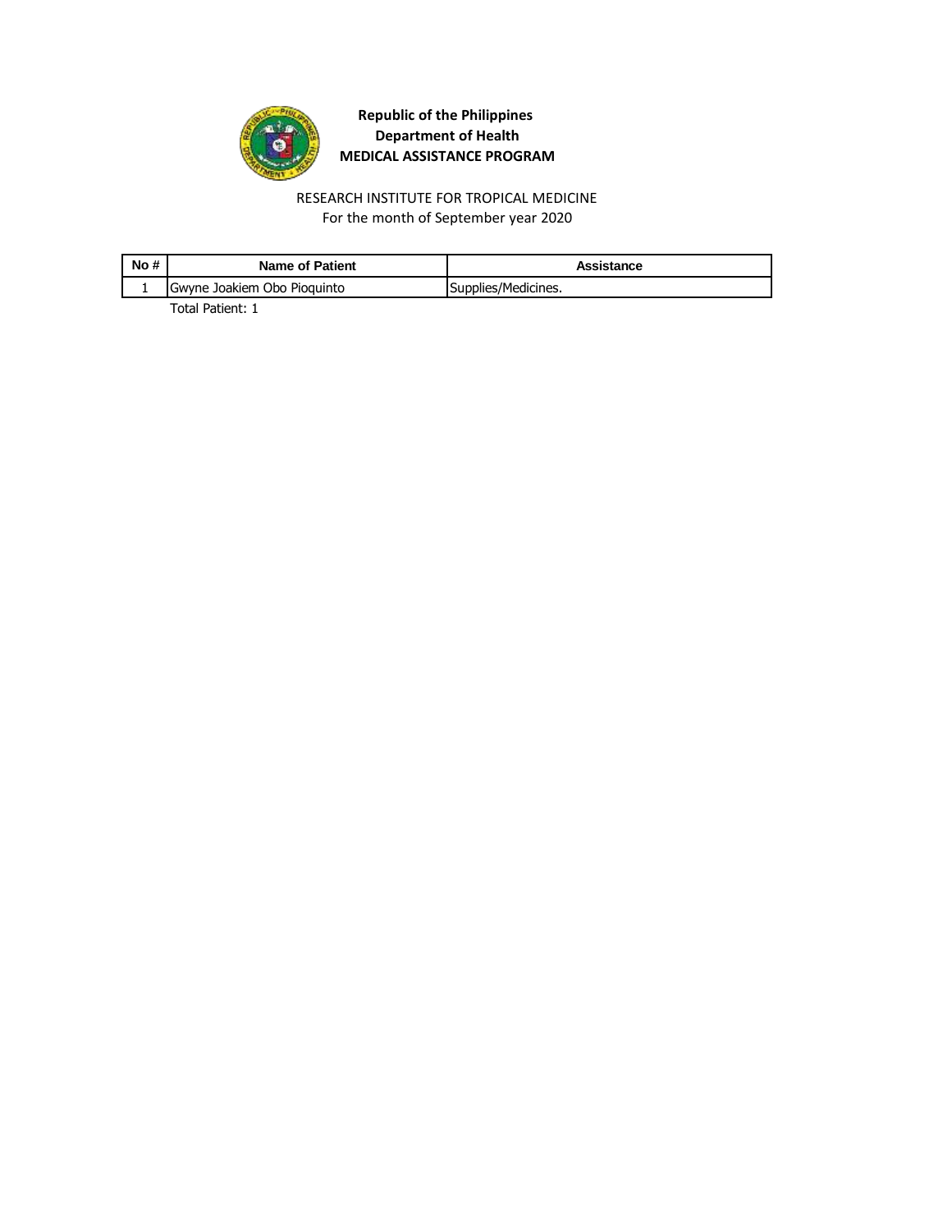**Republic of the Philippines**
**Department of Health**
**MEDICAL ASSISTANCE PROGRAM**

RESEARCH INSTITUTE FOR TROPICAL MEDICINE
For the month of September year 2020

| No # | Name of Patient | Assistance |
|---|---|---|
| 1 | Gwyne Joakiem Obo Pioquinto | Supplies/Medicines. |

Total Patient: 1